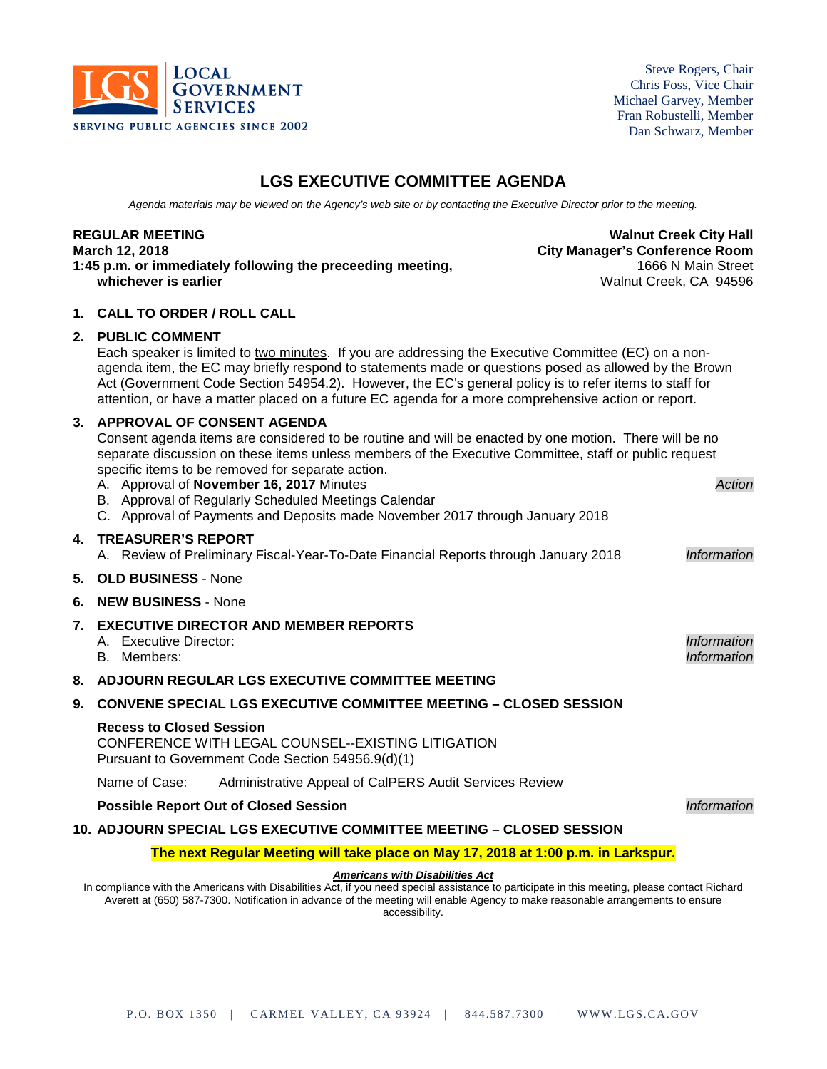LOCAL GOVERNMENT SERVICES
SERVING PUBLIC AGENCIES SINCE 2002

Steve Rogers, Chair
Chris Foss, Vice Chair
Michael Garvey, Member
Fran Robustelli, Member
Dan Schwarz, Member

# LGS EXECUTIVE COMMITTEE AGENDA

*Agenda materials may be viewed on the Agency's web site or by contacting the Executive Director prior to the meeting.*

**REGULAR MEETING**
**March 12, 2018**
**1:45 p.m. or immediately following the preceeding meeting, whichever is earlier**

**Walnut Creek City Hall**
**City Manager's Conference Room**
1666 N Main Street
Walnut Creek, CA 94596

1. **CALL TO ORDER / ROLL CALL**

2. **PUBLIC COMMENT**
   Each speaker is limited to two minutes. If you are addressing the Executive Committee (EC) on a non-agenda item, the EC may briefly respond to statements made or questions posed as allowed by the Brown Act (Government Code Section 54954.2). However, the EC's general policy is to refer items to staff for attention, or have a matter placed on a future EC agenda for a more comprehensive action or report.

3. **APPROVAL OF CONSENT AGENDA**
   Consent agenda items are considered to be routine and will be enacted by one motion. There will be no separate discussion on these items unless members of the Executive Committee, staff or public request specific items to be removed for separate action.
   A. Approval of **November 16, 2017** Minutes — *Action*
   B. Approval of Regularly Scheduled Meetings Calendar
   C. Approval of Payments and Deposits made November 2017 through January 2018

4. **TREASURER'S REPORT**
   A. Review of Preliminary Fiscal-Year-To-Date Financial Reports through January 2018 — *Information*

5. **OLD BUSINESS** - None

6. **NEW BUSINESS** - None

7. **EXECUTIVE DIRECTOR AND MEMBER REPORTS**
   A. Executive Director: — *Information*
   B. Members: — *Information*

8. **ADJOURN REGULAR LGS EXECUTIVE COMMITTEE MEETING**

9. **CONVENE SPECIAL LGS EXECUTIVE COMMITTEE MEETING – CLOSED SESSION**

   **Recess to Closed Session**
   CONFERENCE WITH LEGAL COUNSEL--EXISTING LITIGATION
   Pursuant to Government Code Section 54956.9(d)(1)

   Name of Case: Administrative Appeal of CalPERS Audit Services Review

   **Possible Report Out of Closed Session** — *Information*

10. **ADJOURN SPECIAL LGS EXECUTIVE COMMITTEE MEETING – CLOSED SESSION**

**The next Regular Meeting will take place on May 17, 2018 at 1:00 p.m. in Larkspur.**

***Americans with Disabilities Act***

In compliance with the Americans with Disabilities Act, if you need special assistance to participate in this meeting, please contact Richard Averett at (650) 587-7300. Notification in advance of the meeting will enable Agency to make reasonable arrangements to ensure accessibility.

P.O. BOX 1350 | CARMEL VALLEY, CA 93924 | 844.587.7300 | WWW.LGS.CA.GOV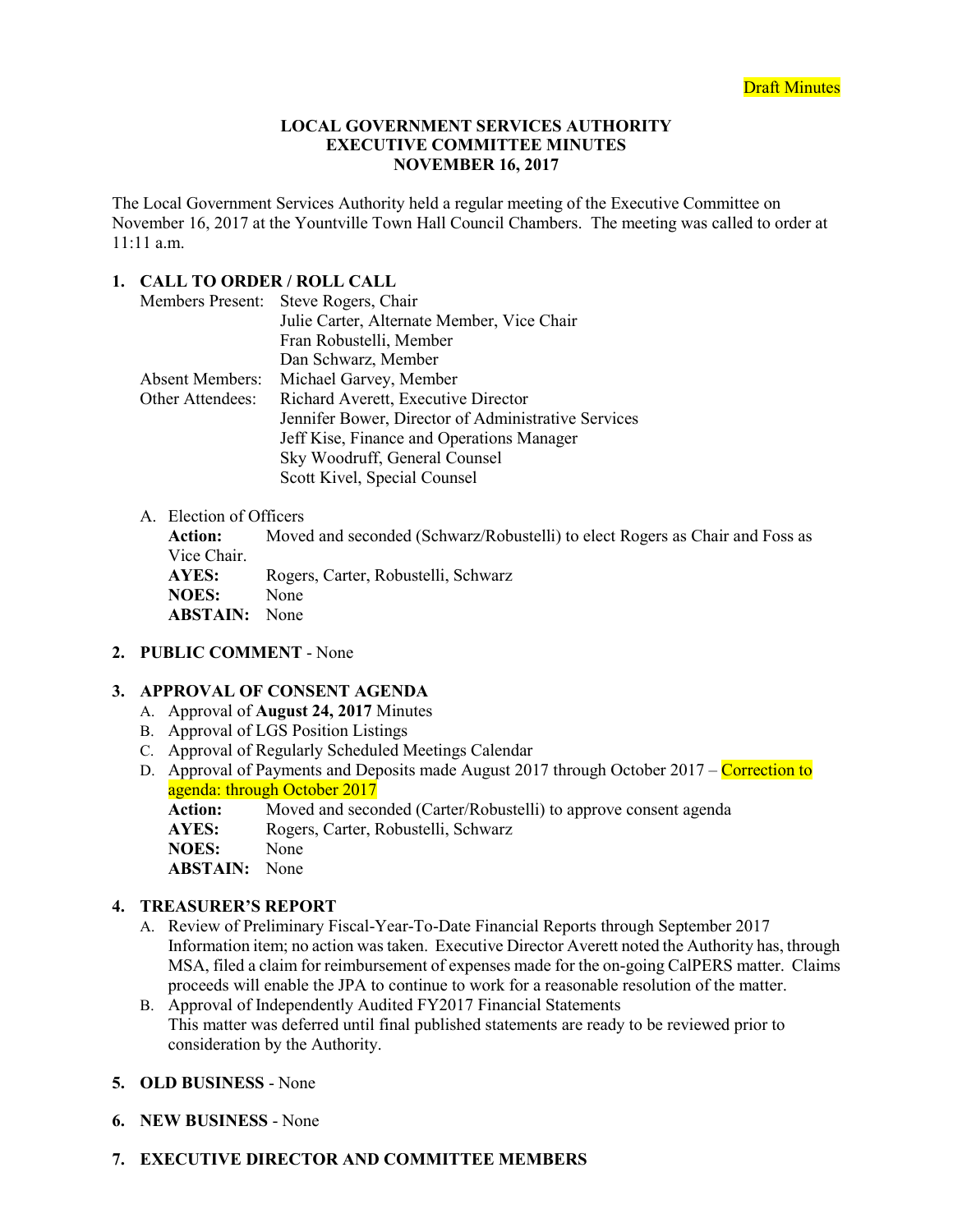Draft Minutes

**LOCAL GOVERNMENT SERVICES AUTHORITY**
**EXECUTIVE COMMITTEE MINUTES**
**NOVEMBER 16, 2017**

The Local Government Services Authority held a regular meeting of the Executive Committee on November 16, 2017 at the Yountville Town Hall Council Chambers. The meeting was called to order at 11:11 a.m.

## 1. CALL TO ORDER / ROLL CALL

Members Present: Steve Rogers, Chair
Julie Carter, Alternate Member, Vice Chair
Fran Robustelli, Member
Dan Schwarz, Member

Absent Members: Michael Garvey, Member

Other Attendees: Richard Averett, Executive Director
Jennifer Bower, Director of Administrative Services
Jeff Kise, Finance and Operations Manager
Sky Woodruff, General Counsel
Scott Kivel, Special Counsel

A. Election of Officers

**Action:** Moved and seconded (Schwarz/Robustelli) to elect Rogers as Chair and Foss as Vice Chair.
**AYES:** Rogers, Carter, Robustelli, Schwarz
**NOES:** None
**ABSTAIN:** None

## 2. PUBLIC COMMENT - None

## 3. APPROVAL OF CONSENT AGENDA

A. Approval of **August 24, 2017** Minutes
B. Approval of LGS Position Listings
C. Approval of Regularly Scheduled Meetings Calendar
D. Approval of Payments and Deposits made August 2017 through October 2017 – Correction to agenda: through October 2017

**Action:** Moved and seconded (Carter/Robustelli) to approve consent agenda
**AYES:** Rogers, Carter, Robustelli, Schwarz
**NOES:** None
**ABSTAIN:** None

## 4. TREASURER'S REPORT

A. Review of Preliminary Fiscal-Year-To-Date Financial Reports through September 2017
Information item; no action was taken. Executive Director Averett noted the Authority has, through MSA, filed a claim for reimbursement of expenses made for the on-going CalPERS matter. Claims proceeds will enable the JPA to continue to work for a reasonable resolution of the matter.

B. Approval of Independently Audited FY2017 Financial Statements
This matter was deferred until final published statements are ready to be reviewed prior to consideration by the Authority.

## 5. OLD BUSINESS - None

## 6. NEW BUSINESS - None

## 7. EXECUTIVE DIRECTOR AND COMMITTEE MEMBERS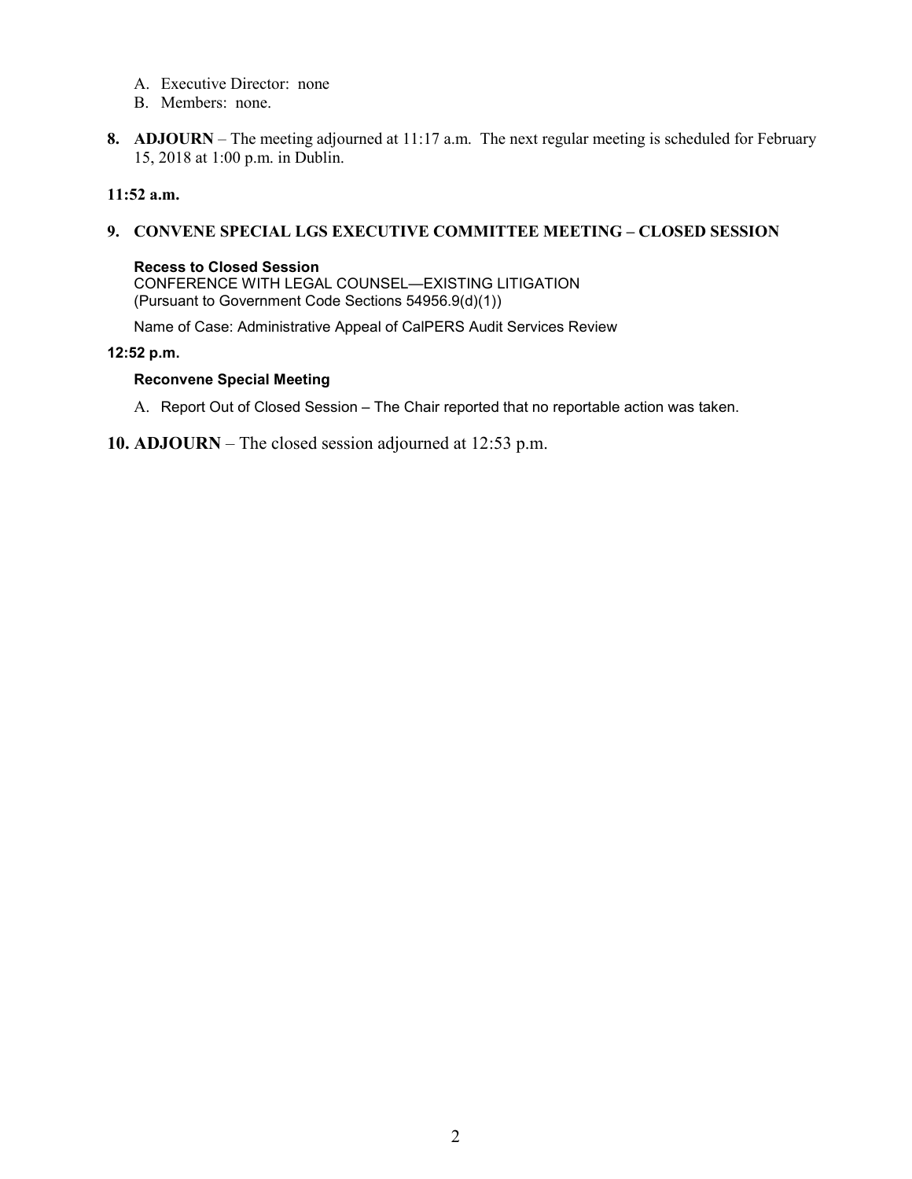A. Executive Director: none
B. Members: none.

**8. ADJOURN** – The meeting adjourned at 11:17 a.m. The next regular meeting is scheduled for February 15, 2018 at 1:00 p.m. in Dublin.

**11:52 a.m.**

**9. CONVENE SPECIAL LGS EXECUTIVE COMMITTEE MEETING – CLOSED SESSION**

**Recess to Closed Session**
CONFERENCE WITH LEGAL COUNSEL—EXISTING LITIGATION
(Pursuant to Government Code Sections 54956.9(d)(1))

Name of Case: Administrative Appeal of CalPERS Audit Services Review

**12:52 p.m.**

**Reconvene Special Meeting**

A. Report Out of Closed Session – The Chair reported that no reportable action was taken.

**10. ADJOURN** – The closed session adjourned at 12:53 p.m.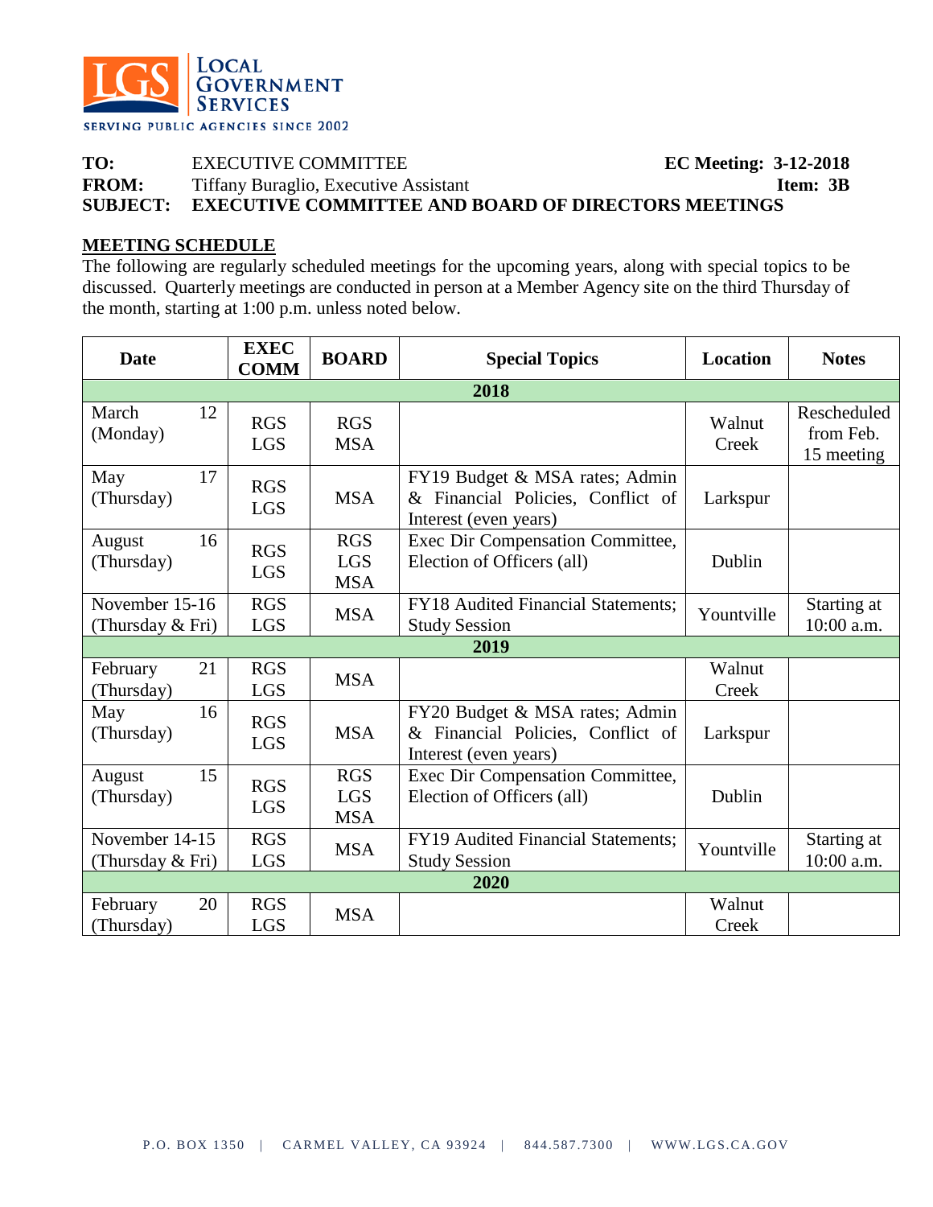LOCAL GOVERNMENT SERVICES
SERVING PUBLIC AGENCIES SINCE 2002

**TO:** EXECUTIVE COMMITTEE **EC Meeting: 3-12-2018**
**FROM:** Tiffany Buraglio, Executive Assistant **Item: 3B**
**SUBJECT: EXECUTIVE COMMITTEE AND BOARD OF DIRECTORS MEETINGS**

## MEETING SCHEDULE

The following are regularly scheduled meetings for the upcoming years, along with special topics to be discussed. Quarterly meetings are conducted in person at a Member Agency site on the third Thursday of the month, starting at 1:00 p.m. unless noted below.

| Date | EXEC COMM | BOARD | Special Topics | Location | Notes |
|---|---|---|---|---|---|
| **2018** | | | | | |
| March 12 (Monday) | RGS LGS | RGS MSA | | Walnut Creek | Rescheduled from Feb. 15 meeting |
| May 17 (Thursday) | RGS LGS | MSA | FY19 Budget & MSA rates; Admin & Financial Policies, Conflict of Interest (even years) | Larkspur | |
| August 16 (Thursday) | RGS LGS | RGS LGS MSA | Exec Dir Compensation Committee, Election of Officers (all) | Dublin | |
| November 15-16 (Thursday & Fri) | RGS LGS | MSA | FY18 Audited Financial Statements; Study Session | Yountville | Starting at 10:00 a.m. |
| **2019** | | | | | |
| February 21 (Thursday) | RGS LGS | MSA | | Walnut Creek | |
| May 16 (Thursday) | RGS LGS | MSA | FY20 Budget & MSA rates; Admin & Financial Policies, Conflict of Interest (even years) | Larkspur | |
| August 15 (Thursday) | RGS LGS | RGS LGS MSA | Exec Dir Compensation Committee, Election of Officers (all) | Dublin | |
| November 14-15 (Thursday & Fri) | RGS LGS | MSA | FY19 Audited Financial Statements; Study Session | Yountville | Starting at 10:00 a.m. |
| **2020** | | | | | |
| February 20 (Thursday) | RGS LGS | MSA | | Walnut Creek | |

P.O. BOX 1350 | CARMEL VALLEY, CA 93924 | 844.587.7300 | WWW.LGS.CA.GOV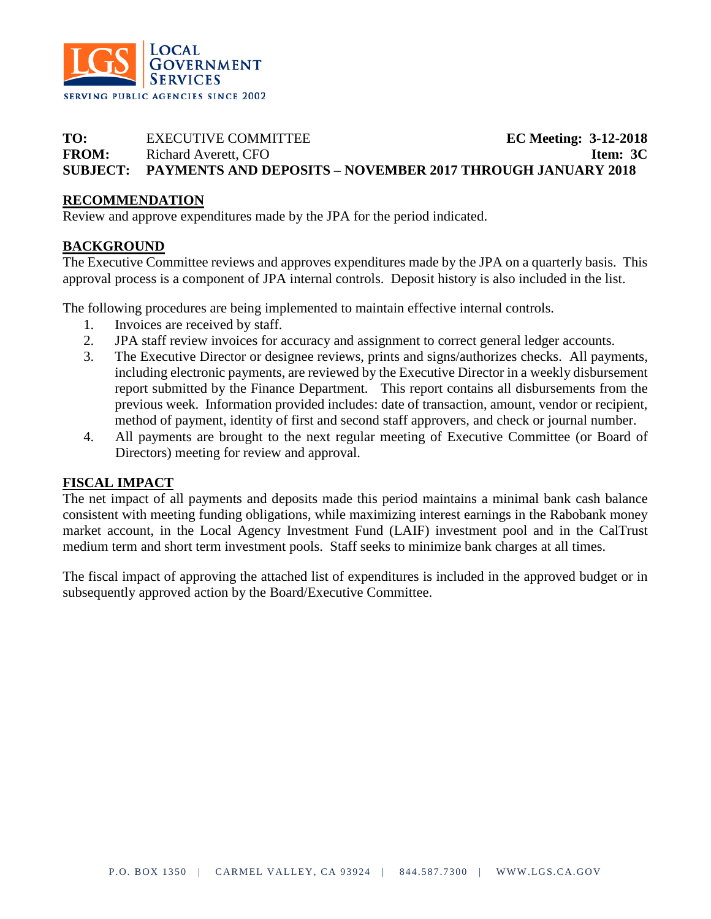**TO:** EXECUTIVE COMMITTEE **EC Meeting: 3-12-2018**
**FROM:** Richard Averett, CFO **Item: 3C**
**SUBJECT: PAYMENTS AND DEPOSITS – NOVEMBER 2017 THROUGH JANUARY 2018**

## RECOMMENDATION

Review and approve expenditures made by the JPA for the period indicated.

## BACKGROUND

The Executive Committee reviews and approves expenditures made by the JPA on a quarterly basis. This approval process is a component of JPA internal controls. Deposit history is also included in the list.

The following procedures are being implemented to maintain effective internal controls.

1. Invoices are received by staff.
2. JPA staff review invoices for accuracy and assignment to correct general ledger accounts.
3. The Executive Director or designee reviews, prints and signs/authorizes checks. All payments, including electronic payments, are reviewed by the Executive Director in a weekly disbursement report submitted by the Finance Department. This report contains all disbursements from the previous week. Information provided includes: date of transaction, amount, vendor or recipient, method of payment, identity of first and second staff approvers, and check or journal number.
4. All payments are brought to the next regular meeting of Executive Committee (or Board of Directors) meeting for review and approval.

## FISCAL IMPACT

The net impact of all payments and deposits made this period maintains a minimal bank cash balance consistent with meeting funding obligations, while maximizing interest earnings in the Rabobank money market account, in the Local Agency Investment Fund (LAIF) investment pool and in the CalTrust medium term and short term investment pools. Staff seeks to minimize bank charges at all times.

The fiscal impact of approving the attached list of expenditures is included in the approved budget or in subsequently approved action by the Board/Executive Committee.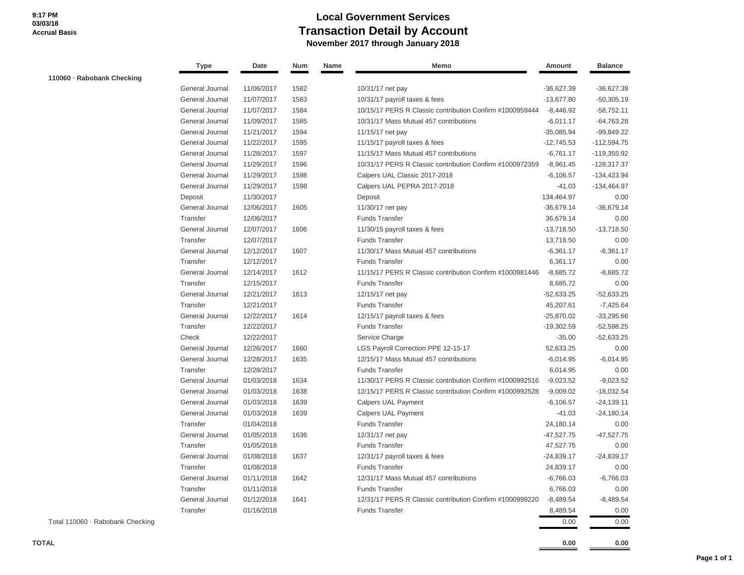9:17 PM
03/03/18
Accrual Basis

# Local Government Services
## Transaction Detail by Account
### November 2017 through January 2018

| | Type | Date | Num | Name | Memo | Amount | Balance |
|---|---|---|---|---|---|---|---|
| **110060 · Rabobank Checking** | | | | | | | |
| | General Journal | 11/06/2017 | 1582 | | 10/31/17 net pay | -36,627.39 | -36,627.39 |
| | General Journal | 11/07/2017 | 1583 | | 10/31/17 payroll taxes & fees | -13,677.80 | -50,305.19 |
| | General Journal | 11/07/2017 | 1584 | | 10/15/17 PERS R Classic contribution Confirm #1000959444 | -8,446.92 | -58,752.11 |
| | General Journal | 11/09/2017 | 1585 | | 10/31/17 Mass Mutual 457 contributions | -6,011.17 | -64,763.28 |
| | General Journal | 11/21/2017 | 1594 | | 11/15/17 net pay | -35,085.94 | -99,849.22 |
| | General Journal | 11/22/2017 | 1595 | | 11/15/17 payroll taxes & fees | -12,745.53 | -112,594.75 |
| | General Journal | 11/28/2017 | 1597 | | 11/15/17 Mass Mutual 457 contributions | -6,761.17 | -119,355.92 |
| | General Journal | 11/29/2017 | 1596 | | 10/31/17 PERS R Classic contribution Confirm #1000972359 | -8,961.45 | -128,317.37 |
| | General Journal | 11/29/2017 | 1598 | | Calpers UAL Classic 2017-2018 | -6,106.57 | -134,423.94 |
| | General Journal | 11/29/2017 | 1598 | | Calpers UAL PEPRA 2017-2018 | -41.03 | -134,464.97 |
| | Deposit | 11/30/2017 | | | Deposit | 134,464.97 | 0.00 |
| | General Journal | 12/06/2017 | 1605 | | 11/30/17 net pay | -36,679.14 | -36,679.14 |
| | Transfer | 12/06/2017 | | | Funds Transfer | 36,679.14 | 0.00 |
| | General Journal | 12/07/2017 | 1606 | | 11/30/15 payroll taxes & fees | -13,718.50 | -13,718.50 |
| | Transfer | 12/07/2017 | | | Funds Transfer | 13,718.50 | 0.00 |
| | General Journal | 12/12/2017 | 1607 | | 11/30/17 Mass Mutual 457 contributions | -6,361.17 | -6,361.17 |
| | Transfer | 12/12/2017 | | | Funds Transfer | 6,361.17 | 0.00 |
| | General Journal | 12/14/2017 | 1612 | | 11/15/17 PERS R Classic contribution Confirm #1000981446 | -8,685.72 | -8,685.72 |
| | Transfer | 12/15/2017 | | | Funds Transfer | 8,685.72 | 0.00 |
| | General Journal | 12/21/2017 | 1613 | | 12/15/17 net pay | -52,633.25 | -52,633.25 |
| | Transfer | 12/21/2017 | | | Funds Transfer | 45,207.61 | -7,425.64 |
| | General Journal | 12/22/2017 | 1614 | | 12/15/17 payroll taxes & fees | -25,870.02 | -33,295.66 |
| | Transfer | 12/22/2017 | | | Funds Transfer | -19,302.59 | -52,598.25 |
| | Check | 12/22/2017 | | | Service Charge | -35.00 | -52,633.25 |
| | General Journal | 12/26/2017 | 1660 | | LGS Payroll Correction PPE 12-15-17 | 52,633.25 | 0.00 |
| | General Journal | 12/28/2017 | 1635 | | 12/15/17 Mass Mutual 457 contributions | -6,014.95 | -6,014.95 |
| | Transfer | 12/28/2017 | | | Funds Transfer | 6,014.95 | 0.00 |
| | General Journal | 01/03/2018 | 1634 | | 11/30/17 PERS R Classic contribution Confirm #1000992516 | -9,023.52 | -9,023.52 |
| | General Journal | 01/03/2018 | 1638 | | 12/15/17 PERS R Classic contribution Confirm #1000992528 | -9,009.02 | -18,032.54 |
| | General Journal | 01/03/2018 | 1639 | | Calpers UAL Payment | -6,106.57 | -24,139.11 |
| | General Journal | 01/03/2018 | 1639 | | Calpers UAL Payment | -41.03 | -24,180.14 |
| | Transfer | 01/04/2018 | | | Funds Transfer | 24,180.14 | 0.00 |
| | General Journal | 01/05/2018 | 1636 | | 12/31/17 net pay | -47,527.75 | -47,527.75 |
| | Transfer | 01/05/2018 | | | Funds Transfer | 47,527.75 | 0.00 |
| | General Journal | 01/08/2018 | 1637 | | 12/31/17 payroll taxes & fees | -24,839.17 | -24,839.17 |
| | Transfer | 01/08/2018 | | | Funds Transfer | 24,839.17 | 0.00 |
| | General Journal | 01/11/2018 | 1642 | | 12/31/17 Mass Mutual 457 contributions | -6,766.03 | -6,766.03 |
| | Transfer | 01/11/2018 | | | Funds Transfer | 6,766.03 | 0.00 |
| | General Journal | 01/12/2018 | 1641 | | 12/31/17 PERS R Classic contribution Confirm #1000999220 | -8,489.54 | -8,489.54 |
| | Transfer | 01/16/2018 | | | Funds Transfer | 8,489.54 | 0.00 |
| Total 110060 · Rabobank Checking | | | | | | 0.00 | 0.00 |
| **TOTAL** | | | | | | **0.00** | **0.00** |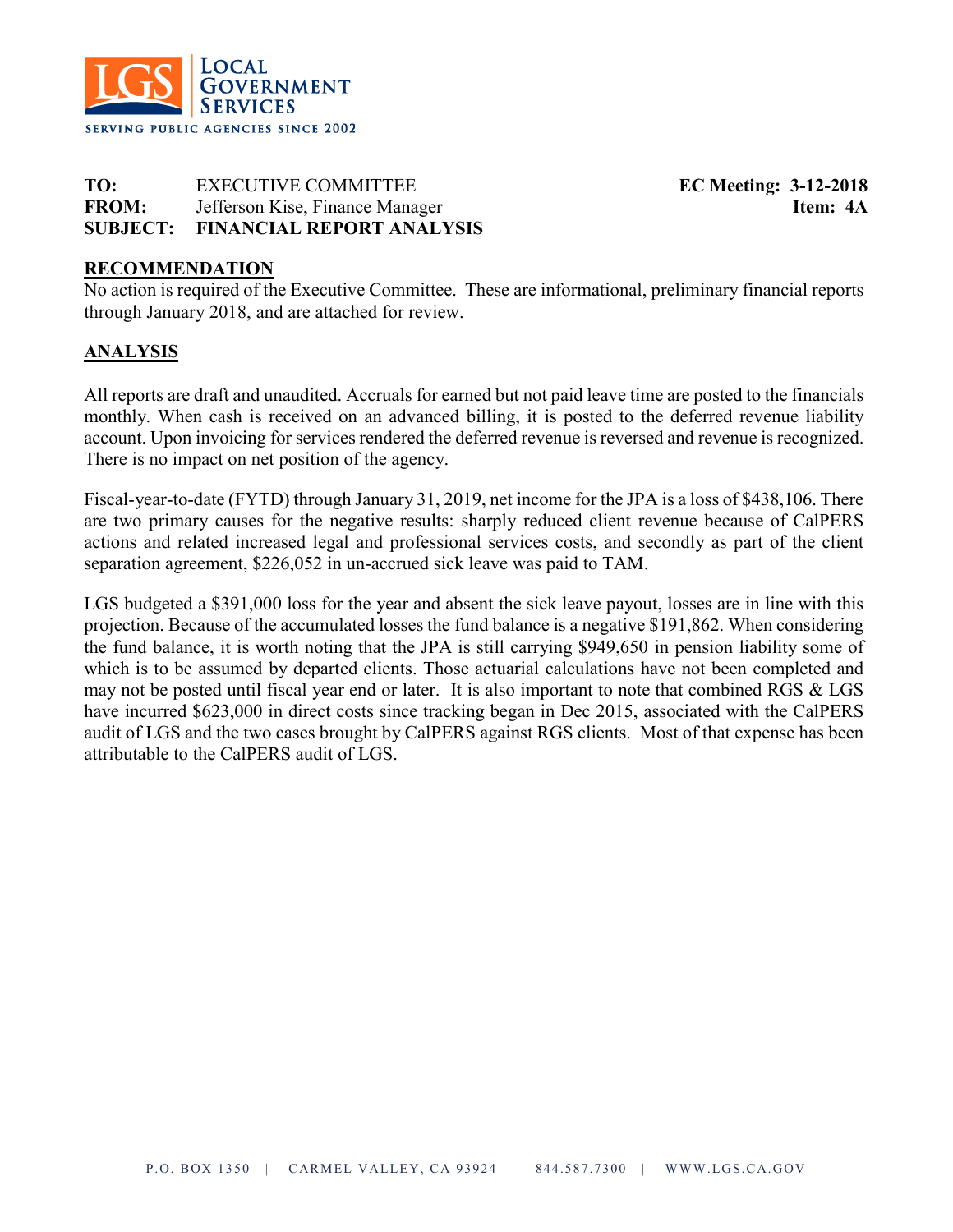**LGS** LOCAL GOVERNMENT SERVICES
SERVING PUBLIC AGENCIES SINCE 2002

**TO:** EXECUTIVE COMMITTEE **EC Meeting: 3-12-2018**
**FROM:** Jefferson Kise, Finance Manager **Item: 4A**
**SUBJECT: FINANCIAL REPORT ANALYSIS**

## RECOMMENDATION

No action is required of the Executive Committee. These are informational, preliminary financial reports through January 2018, and are attached for review.

## ANALYSIS

All reports are draft and unaudited. Accruals for earned but not paid leave time are posted to the financials monthly. When cash is received on an advanced billing, it is posted to the deferred revenue liability account. Upon invoicing for services rendered the deferred revenue is reversed and revenue is recognized. There is no impact on net position of the agency.

Fiscal-year-to-date (FYTD) through January 31, 2019, net income for the JPA is a loss of $438,106. There are two primary causes for the negative results: sharply reduced client revenue because of CalPERS actions and related increased legal and professional services costs, and secondly as part of the client separation agreement, $226,052 in un-accrued sick leave was paid to TAM.

LGS budgeted a $391,000 loss for the year and absent the sick leave payout, losses are in line with this projection. Because of the accumulated losses the fund balance is a negative $191,862. When considering the fund balance, it is worth noting that the JPA is still carrying $949,650 in pension liability some of which is to be assumed by departed clients. Those actuarial calculations have not been completed and may not be posted until fiscal year end or later. It is also important to note that combined RGS & LGS have incurred $623,000 in direct costs since tracking began in Dec 2015, associated with the CalPERS audit of LGS and the two cases brought by CalPERS against RGS clients. Most of that expense has been attributable to the CalPERS audit of LGS.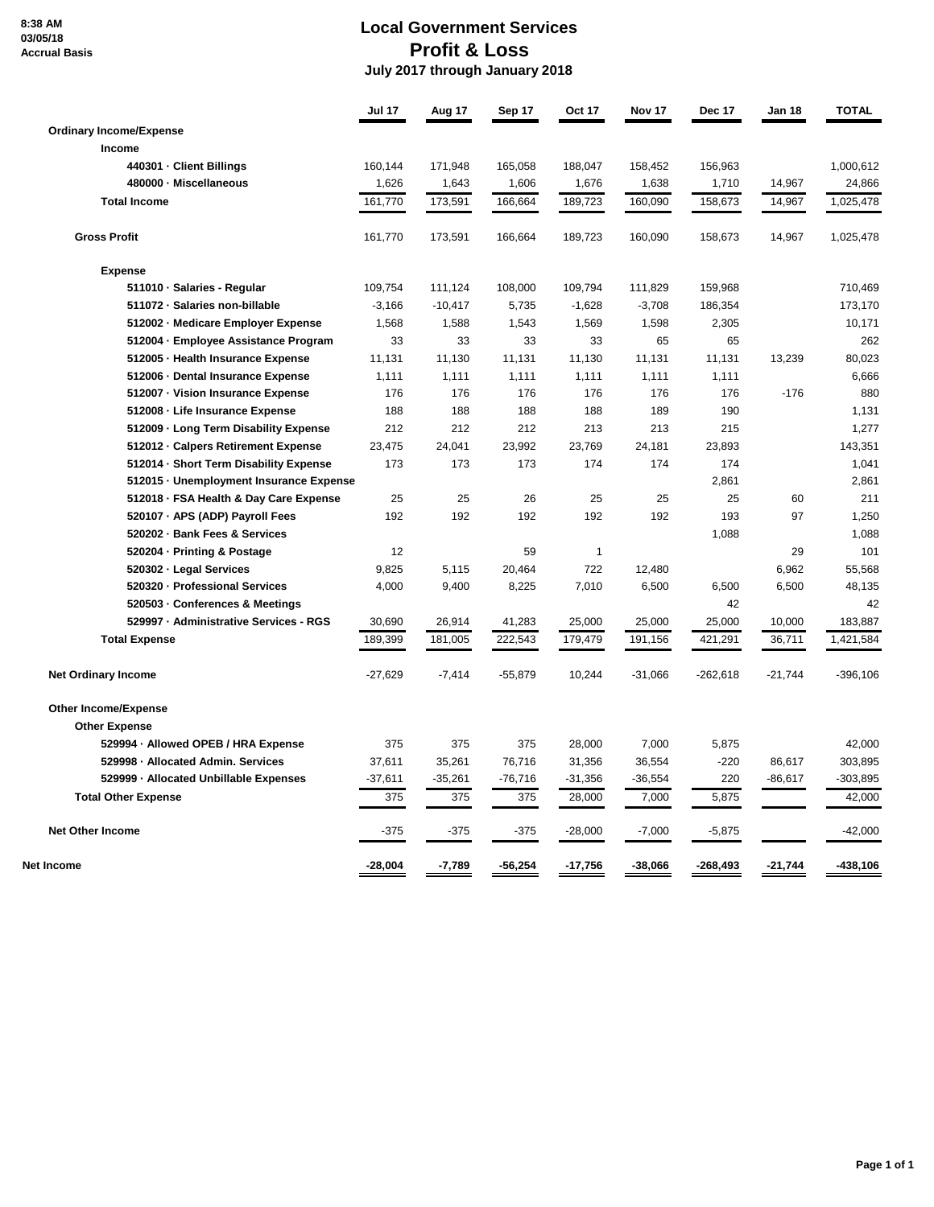8:38 AM
03/05/18
Accrual Basis

# Local Government Services
## Profit & Loss
### July 2017 through January 2018

| | Jul 17 | Aug 17 | Sep 17 | Oct 17 | Nov 17 | Dec 17 | Jan 18 | TOTAL |
|---|---|---|---|---|---|---|---|---|
| **Ordinary Income/Expense** | | | | | | | | |
| **Income** | | | | | | | | |
| **440301 · Client Billings** | 160,144 | 171,948 | 165,058 | 188,047 | 158,452 | 156,963 | | 1,000,612 |
| **480000 · Miscellaneous** | 1,626 | 1,643 | 1,606 | 1,676 | 1,638 | 1,710 | 14,967 | 24,866 |
| **Total Income** | 161,770 | 173,591 | 166,664 | 189,723 | 160,090 | 158,673 | 14,967 | 1,025,478 |
| **Gross Profit** | 161,770 | 173,591 | 166,664 | 189,723 | 160,090 | 158,673 | 14,967 | 1,025,478 |
| **Expense** | | | | | | | | |
| **511010 · Salaries - Regular** | 109,754 | 111,124 | 108,000 | 109,794 | 111,829 | 159,968 | | 710,469 |
| **511072 · Salaries non-billable** | -3,166 | -10,417 | 5,735 | -1,628 | -3,708 | 186,354 | | 173,170 |
| **512002 · Medicare Employer Expense** | 1,568 | 1,588 | 1,543 | 1,569 | 1,598 | 2,305 | | 10,171 |
| **512004 · Employee Assistance Program** | 33 | 33 | 33 | 33 | 65 | 65 | | 262 |
| **512005 · Health Insurance Expense** | 11,131 | 11,130 | 11,131 | 11,130 | 11,131 | 11,131 | 13,239 | 80,023 |
| **512006 · Dental Insurance Expense** | 1,111 | 1,111 | 1,111 | 1,111 | 1,111 | 1,111 | | 6,666 |
| **512007 · Vision Insurance Expense** | 176 | 176 | 176 | 176 | 176 | 176 | -176 | 880 |
| **512008 · Life Insurance Expense** | 188 | 188 | 188 | 188 | 189 | 190 | | 1,131 |
| **512009 · Long Term Disability Expense** | 212 | 212 | 212 | 213 | 213 | 215 | | 1,277 |
| **512012 · Calpers Retirement Expense** | 23,475 | 24,041 | 23,992 | 23,769 | 24,181 | 23,893 | | 143,351 |
| **512014 · Short Term Disability Expense** | 173 | 173 | 173 | 174 | 174 | 174 | | 1,041 |
| **512015 · Unemployment Insurance Expense** | | | | | | 2,861 | | 2,861 |
| **512018 · FSA Health & Day Care Expense** | 25 | 25 | 26 | 25 | 25 | 25 | 60 | 211 |
| **520107 · APS (ADP) Payroll Fees** | 192 | 192 | 192 | 192 | 192 | 193 | 97 | 1,250 |
| **520202 · Bank Fees & Services** | | | | | | 1,088 | | 1,088 |
| **520204 · Printing & Postage** | 12 | | 59 | 1 | | | 29 | 101 |
| **520302 · Legal Services** | 9,825 | 5,115 | 20,464 | 722 | 12,480 | | 6,962 | 55,568 |
| **520320 · Professional Services** | 4,000 | 9,400 | 8,225 | 7,010 | 6,500 | 6,500 | 6,500 | 48,135 |
| **520503 · Conferences & Meetings** | | | | | | 42 | | 42 |
| **529997 · Administrative Services - RGS** | 30,690 | 26,914 | 41,283 | 25,000 | 25,000 | 25,000 | 10,000 | 183,887 |
| **Total Expense** | 189,399 | 181,005 | 222,543 | 179,479 | 191,156 | 421,291 | 36,711 | 1,421,584 |
| **Net Ordinary Income** | -27,629 | -7,414 | -55,879 | 10,244 | -31,066 | -262,618 | -21,744 | -396,106 |
| **Other Income/Expense** | | | | | | | | |
| **Other Expense** | | | | | | | | |
| **529994 · Allowed OPEB / HRA Expense** | 375 | 375 | 375 | 28,000 | 7,000 | 5,875 | | 42,000 |
| **529998 · Allocated Admin. Services** | 37,611 | 35,261 | 76,716 | 31,356 | 36,554 | -220 | 86,617 | 303,895 |
| **529999 · Allocated Unbillable Expenses** | -37,611 | -35,261 | -76,716 | -31,356 | -36,554 | 220 | -86,617 | -303,895 |
| **Total Other Expense** | 375 | 375 | 375 | 28,000 | 7,000 | 5,875 | | 42,000 |
| **Net Other Income** | -375 | -375 | -375 | -28,000 | -7,000 | -5,875 | | -42,000 |
| **Net Income** | **-28,004** | **-7,789** | **-56,254** | **-17,756** | **-38,066** | **-268,493** | **-21,744** | **-438,106** |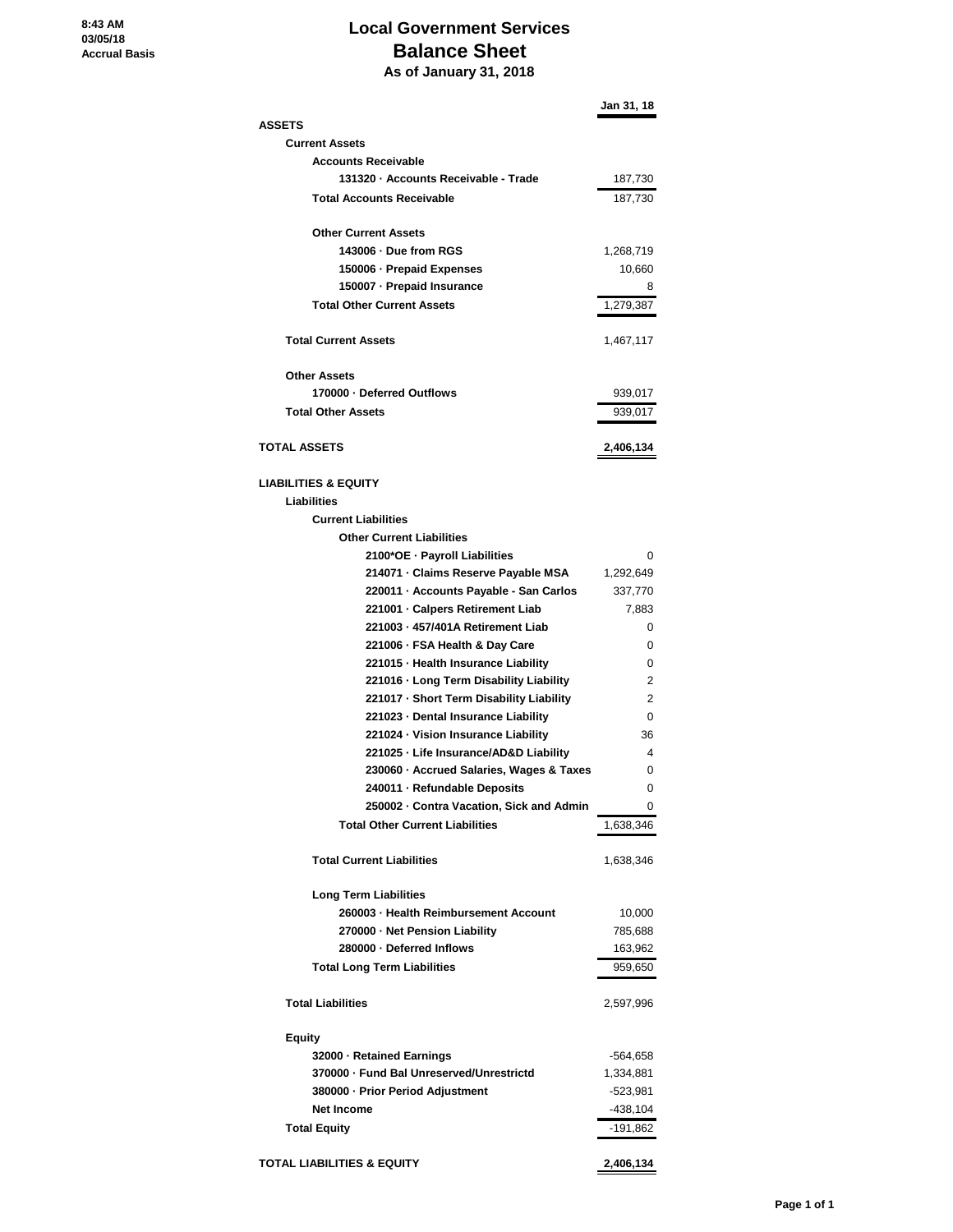8:43 AM
03/05/18
Accrual Basis

# Local Government Services
## Balance Sheet
### As of January 31, 2018

| | Jan 31, 18 |
|---|---|
| **ASSETS** | |
| **Current Assets** | |
| **Accounts Receivable** | |
| **131320 · Accounts Receivable - Trade** | 187,730 |
| **Total Accounts Receivable** | 187,730 |
| **Other Current Assets** | |
| **143006 · Due from RGS** | 1,268,719 |
| **150006 · Prepaid Expenses** | 10,660 |
| **150007 · Prepaid Insurance** | 8 |
| **Total Other Current Assets** | 1,279,387 |
| **Total Current Assets** | 1,467,117 |
| **Other Assets** | |
| **170000 · Deferred Outflows** | 939,017 |
| **Total Other Assets** | 939,017 |
| **TOTAL ASSETS** | **2,406,134** |
| **LIABILITIES & EQUITY** | |
| **Liabilities** | |
| **Current Liabilities** | |
| **Other Current Liabilities** | |
| **2100*OE · Payroll Liabilities** | 0 |
| **214071 · Claims Reserve Payable MSA** | 1,292,649 |
| **220011 · Accounts Payable - San Carlos** | 337,770 |
| **221001 · Calpers Retirement Liab** | 7,883 |
| **221003 · 457/401A Retirement Liab** | 0 |
| **221006 · FSA Health & Day Care** | 0 |
| **221015 · Health Insurance Liability** | 0 |
| **221016 · Long Term Disability Liability** | 2 |
| **221017 · Short Term Disability Liability** | 2 |
| **221023 · Dental Insurance Liability** | 0 |
| **221024 · Vision Insurance Liability** | 36 |
| **221025 · Life Insurance/AD&D Liability** | 4 |
| **230060 · Accrued Salaries, Wages & Taxes** | 0 |
| **240011 · Refundable Deposits** | 0 |
| **250002 · Contra Vacation, Sick and Admin** | 0 |
| **Total Other Current Liabilities** | 1,638,346 |
| **Total Current Liabilities** | 1,638,346 |
| **Long Term Liabilities** | |
| **260003 · Health Reimbursement Account** | 10,000 |
| **270000 · Net Pension Liability** | 785,688 |
| **280000 · Deferred Inflows** | 163,962 |
| **Total Long Term Liabilities** | 959,650 |
| **Total Liabilities** | 2,597,996 |
| **Equity** | |
| **32000 · Retained Earnings** | -564,658 |
| **370000 · Fund Bal Unreserved/Unrestrictd** | 1,334,881 |
| **380000 · Prior Period Adjustment** | -523,981 |
| **Net Income** | -438,104 |
| **Total Equity** | -191,862 |
| **TOTAL LIABILITIES & EQUITY** | **2,406,134** |